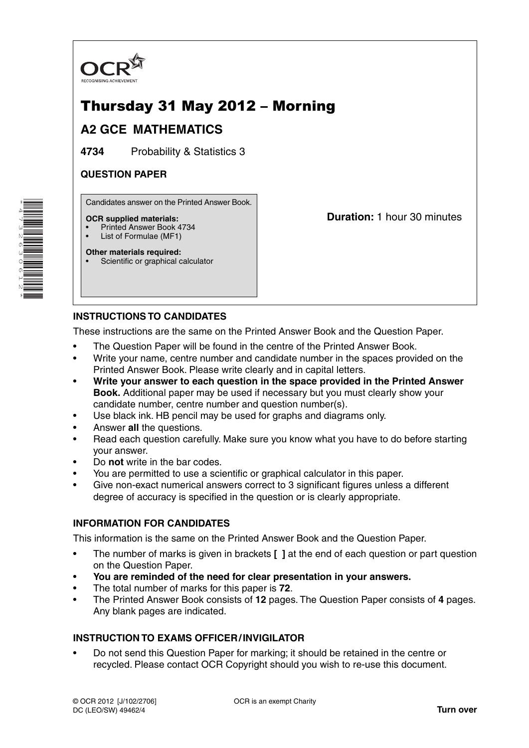OCR RECOGNISING ACHIEVEMENT

# Thursday 31 May 2012 – Morning

## A2 GCE MATHEMATICS

**4734** Probability & Statistics 3

**QUESTION PAPER**

Candidates answer on the Printed Answer Book.

**OCR supplied materials:**
- Printed Answer Book 4734
- List of Formulae (MF1)

**Other materials required:**
- Scientific or graphical calculator

**Duration:** 1 hour 30 minutes

### INSTRUCTIONS TO CANDIDATES

These instructions are the same on the Printed Answer Book and the Question Paper.

- The Question Paper will be found in the centre of the Printed Answer Book.
- Write your name, centre number and candidate number in the spaces provided on the Printed Answer Book. Please write clearly and in capital letters.
- **Write your answer to each question in the space provided in the Printed Answer Book.** Additional paper may be used if necessary but you must clearly show your candidate number, centre number and question number(s).
- Use black ink. HB pencil may be used for graphs and diagrams only.
- Answer **all** the questions.
- Read each question carefully. Make sure you know what you have to do before starting your answer.
- Do **not** write in the bar codes.
- You are permitted to use a scientific or graphical calculator in this paper.
- Give non-exact numerical answers correct to 3 significant figures unless a different degree of accuracy is specified in the question or is clearly appropriate.

### INFORMATION FOR CANDIDATES

This information is the same on the Printed Answer Book and the Question Paper.

- The number of marks is given in brackets **[ ]** at the end of each question or part question on the Question Paper.
- **You are reminded of the need for clear presentation in your answers.**
- The total number of marks for this paper is **72**.
- The Printed Answer Book consists of **12** pages. The Question Paper consists of **4** pages. Any blank pages are indicated.

### INSTRUCTION TO EXAMS OFFICER / INVIGILATOR

- Do not send this Question Paper for marking; it should be retained in the centre or recycled. Please contact OCR Copyright should you wish to re-use this document.

© OCR 2012 [J/102/2706] DC (LEO/SW) 49462/4

OCR is an exempt Charity

**Turn over**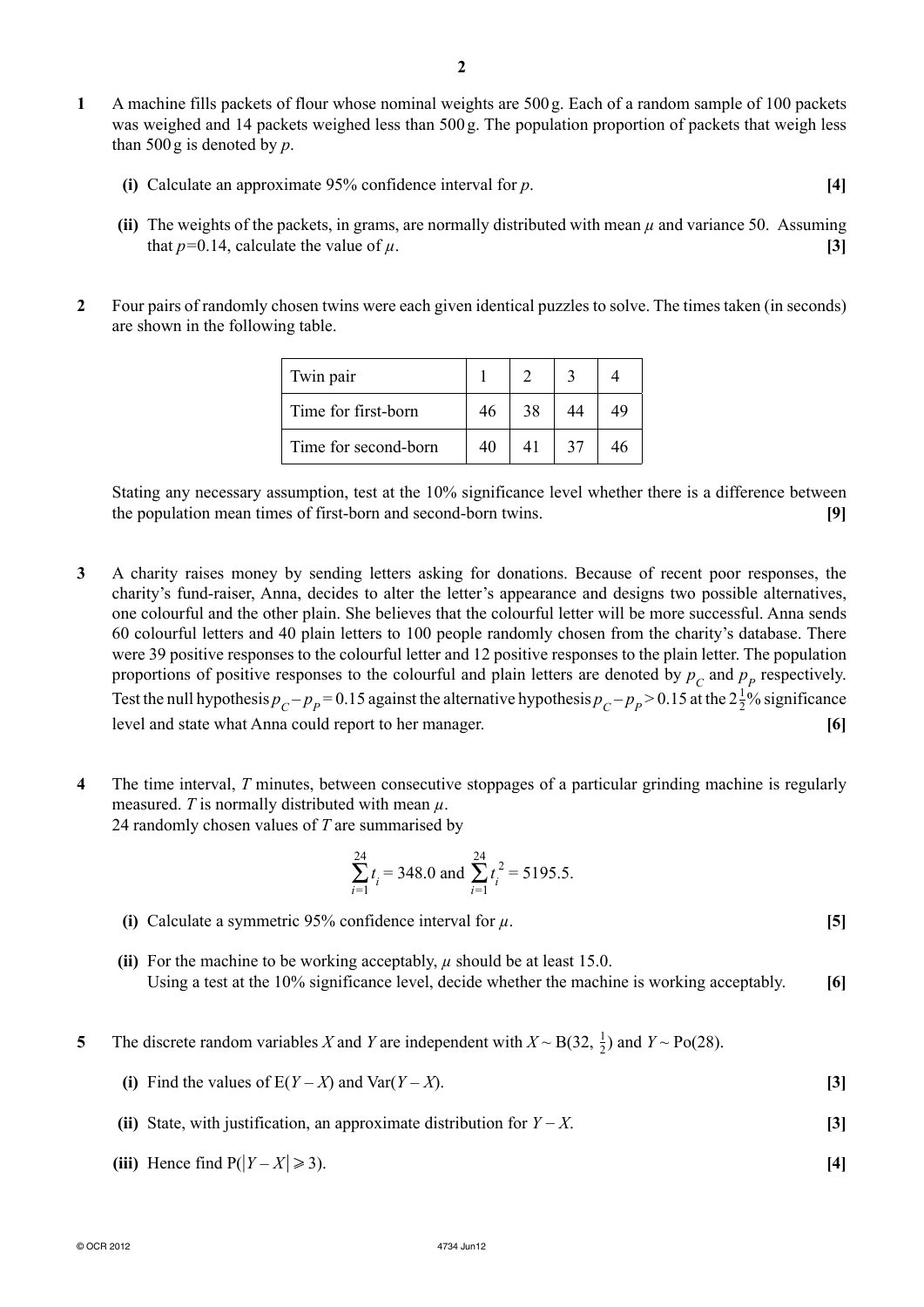**1** A machine fills packets of flour whose nominal weights are 500 g. Each of a random sample of 100 packets was weighed and 14 packets weighed less than 500 g. The population proportion of packets that weigh less than 500 g is denoted by $p$.

**(i)** Calculate an approximate 95% confidence interval for $p$. **[4]**

**(ii)** The weights of the packets, in grams, are normally distributed with mean $\mu$ and variance 50. Assuming that $p$=0.14, calculate the value of $\mu$. **[3]**

**2** Four pairs of randomly chosen twins were each given identical puzzles to solve. The times taken (in seconds) are shown in the following table.

| Twin pair | 1 | 2 | 3 | 4 |
|---|---|---|---|---|
| Time for first-born | 46 | 38 | 44 | 49 |
| Time for second-born | 40 | 41 | 37 | 46 |

Stating any necessary assumption, test at the 10% significance level whether there is a difference between the population mean times of first-born and second-born twins. **[9]**

**3** A charity raises money by sending letters asking for donations. Because of recent poor responses, the charity's fund-raiser, Anna, decides to alter the letter's appearance and designs two possible alternatives, one colourful and the other plain. She believes that the colourful letter will be more successful. Anna sends 60 colourful letters and 40 plain letters to 100 people randomly chosen from the charity's database. There were 39 positive responses to the colourful letter and 12 positive responses to the plain letter. The population proportions of positive responses to the colourful and plain letters are denoted by $p_C$ and $p_P$ respectively. Test the null hypothesis $p_C - p_P = 0.15$ against the alternative hypothesis $p_C - p_P > 0.15$ at the $2\frac{1}{2}$% significance level and state what Anna could report to her manager. **[6]**

**4** The time interval, $T$ minutes, between consecutive stoppages of a particular grinding machine is regularly measured. $T$ is normally distributed with mean $\mu$.
24 randomly chosen values of $T$ are summarised by

$$\sum_{i=1}^{24} t_i = 348.0 \text{ and } \sum_{i=1}^{24} t_i^2 = 5195.5.$$

**(i)** Calculate a symmetric 95% confidence interval for $\mu$. **[5]**

**(ii)** For the machine to be working acceptably, $\mu$ should be at least 15.0.
Using a test at the 10% significance level, decide whether the machine is working acceptably. **[6]**

**5** The discrete random variables $X$ and $Y$ are independent with $X \sim B(32, \frac{1}{2})$ and $Y \sim Po(28)$.

**(i)** Find the values of $E(Y - X)$ and $Var(Y - X)$. **[3]**

**(ii)** State, with justification, an approximate distribution for $Y - X$. **[3]**

**(iii)** Hence find $P(|Y - X| \geqslant 3)$. **[4]**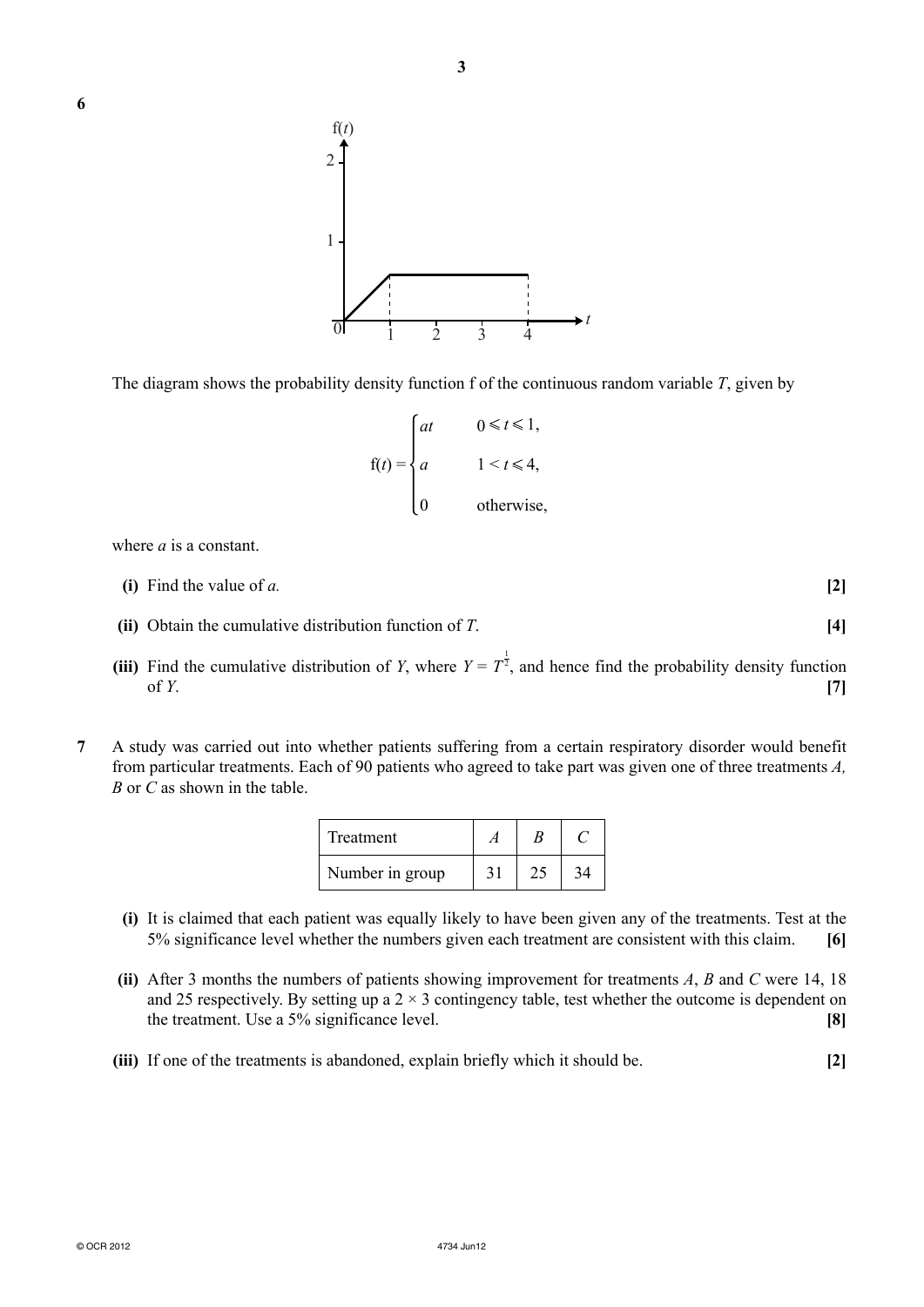**6**

The diagram shows the probability density function f of the continuous random variable $T$, given by

$$f(t) = \begin{cases} at & 0 \leqslant t \leqslant 1, \\ a & 1 < t \leqslant 4, \\ 0 & \text{otherwise,} \end{cases}$$

where $a$ is a constant.

**(i)** Find the value of $a$. **[2]**

**(ii)** Obtain the cumulative distribution function of $T$. **[4]**

**(iii)** Find the cumulative distribution of $Y$, where $Y = T^{\frac{1}{2}}$, and hence find the probability density function of $Y$. **[7]**

**7** A study was carried out into whether patients suffering from a certain respiratory disorder would benefit from particular treatments. Each of 90 patients who agreed to take part was given one of three treatments $A$, $B$ or $C$ as shown in the table.

| Treatment | $A$ | $B$ | $C$ |
|---|---|---|---|
| Number in group | 31 | 25 | 34 |

**(i)** It is claimed that each patient was equally likely to have been given any of the treatments. Test at the 5% significance level whether the numbers given each treatment are consistent with this claim. **[6]**

**(ii)** After 3 months the numbers of patients showing improvement for treatments $A$, $B$ and $C$ were 14, 18 and 25 respectively. By setting up a $2 \times 3$ contingency table, test whether the outcome is dependent on the treatment. Use a 5% significance level. **[8]**

**(iii)** If one of the treatments is abandoned, explain briefly which it should be. **[2]**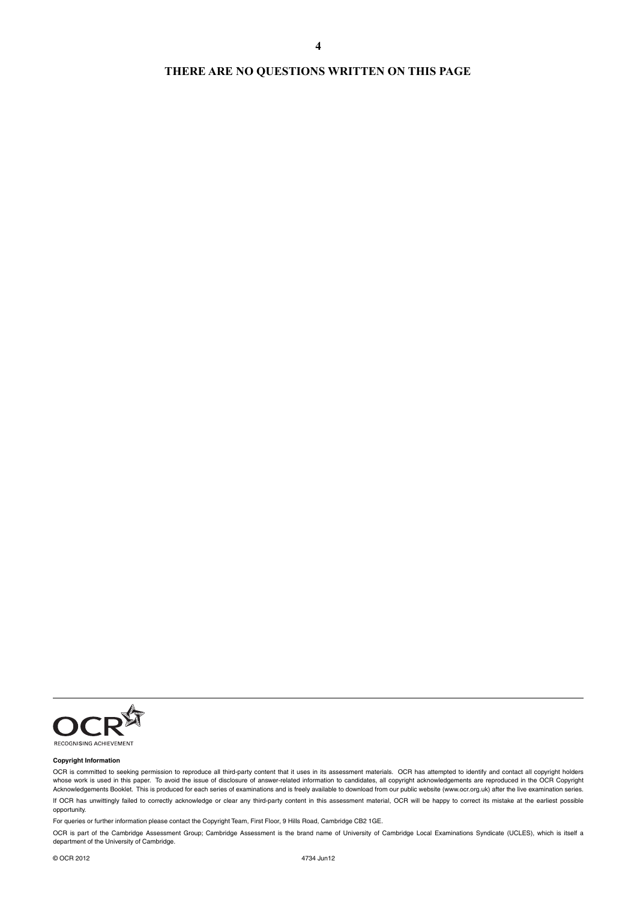**THERE ARE NO QUESTIONS WRITTEN ON THIS PAGE**

RECOGNISING ACHIEVEMENT

**Copyright Information**

OCR is committed to seeking permission to reproduce all third-party content that it uses in its assessment materials. OCR has attempted to identify and contact all copyright holders whose work is used in this paper. To avoid the issue of disclosure of answer-related information to candidates, all copyright acknowledgements are reproduced in the OCR Copyright Acknowledgements Booklet. This is produced for each series of examinations and is freely available to download from our public website (www.ocr.org.uk) after the live examination series.

If OCR has unwittingly failed to correctly acknowledge or clear any third-party content in this assessment material, OCR will be happy to correct its mistake at the earliest possible opportunity.

For queries or further information please contact the Copyright Team, First Floor, 9 Hills Road, Cambridge CB2 1GE.

OCR is part of the Cambridge Assessment Group; Cambridge Assessment is the brand name of University of Cambridge Local Examinations Syndicate (UCLES), which is itself a department of the University of Cambridge.

© OCR 2012 4734 Jun12